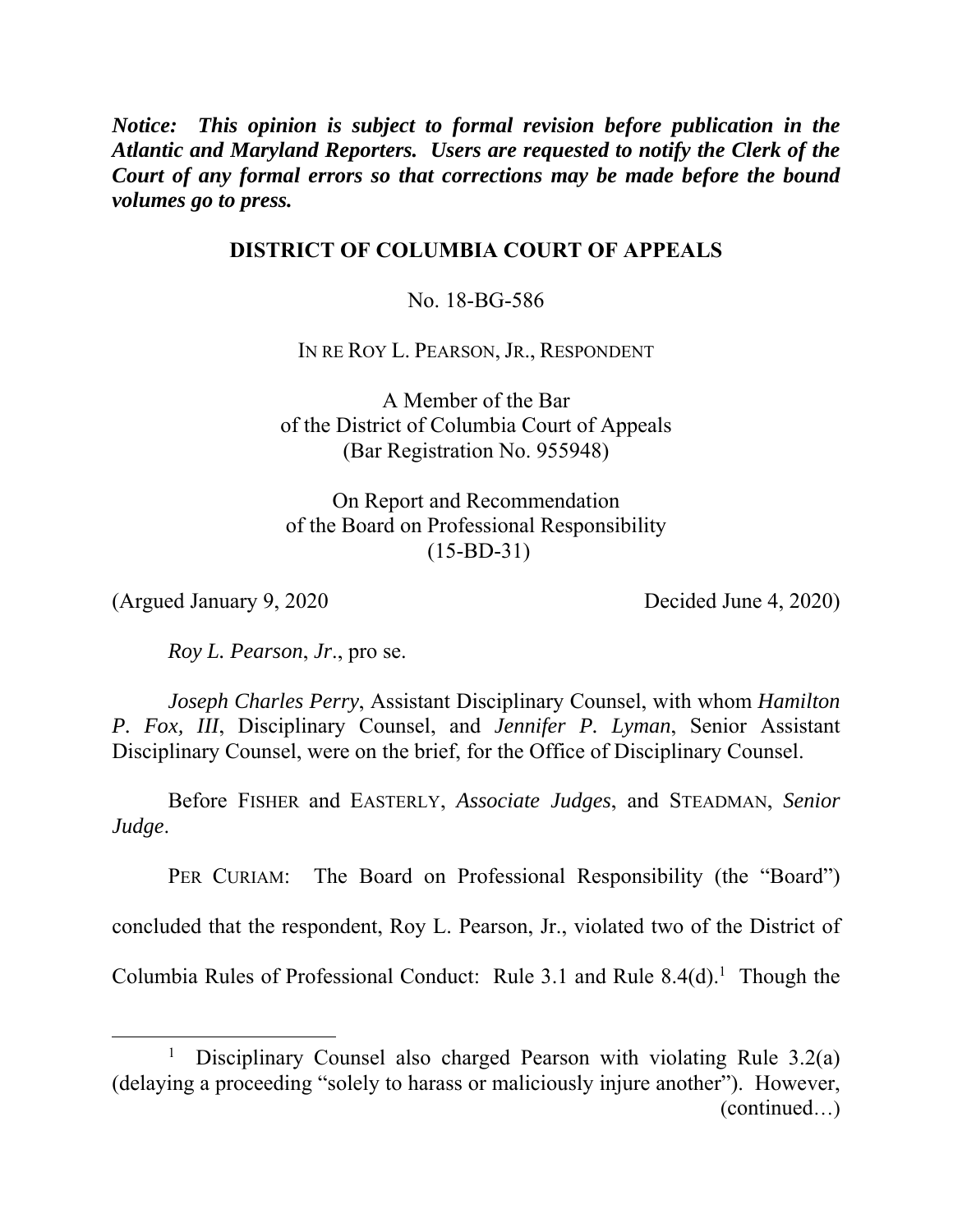***Notice: This opinion is subject to formal revision before publication in the Atlantic and Maryland Reporters. Users are requested to notify the Clerk of the Court of any formal errors so that corrections may be made before the bound volumes go to press.***

**DISTRICT OF COLUMBIA COURT OF APPEALS**

No. 18-BG-586

IN RE ROY L. PEARSON, JR., RESPONDENT

A Member of the Bar
of the District of Columbia Court of Appeals
(Bar Registration No. 955948)

On Report and Recommendation
of the Board on Professional Responsibility
(15-BD-31)

(Argued January 9, 2020 Decided June 4, 2020)

*Roy L. Pearson*, *Jr*., pro se.

*Joseph Charles Perry*, Assistant Disciplinary Counsel, with whom *Hamilton P. Fox, III*, Disciplinary Counsel, and *Jennifer P. Lyman*, Senior Assistant Disciplinary Counsel, were on the brief, for the Office of Disciplinary Counsel.

Before FISHER and EASTERLY, *Associate Judges*, and STEADMAN, *Senior Judge*.

PER CURIAM: The Board on Professional Responsibility (the "Board") concluded that the respondent, Roy L. Pearson, Jr., violated two of the District of Columbia Rules of Professional Conduct: Rule 3.1 and Rule 8.4(d).[1] Though the

[1] Disciplinary Counsel also charged Pearson with violating Rule 3.2(a) (delaying a proceeding "solely to harass or maliciously injure another"). However, (continued…)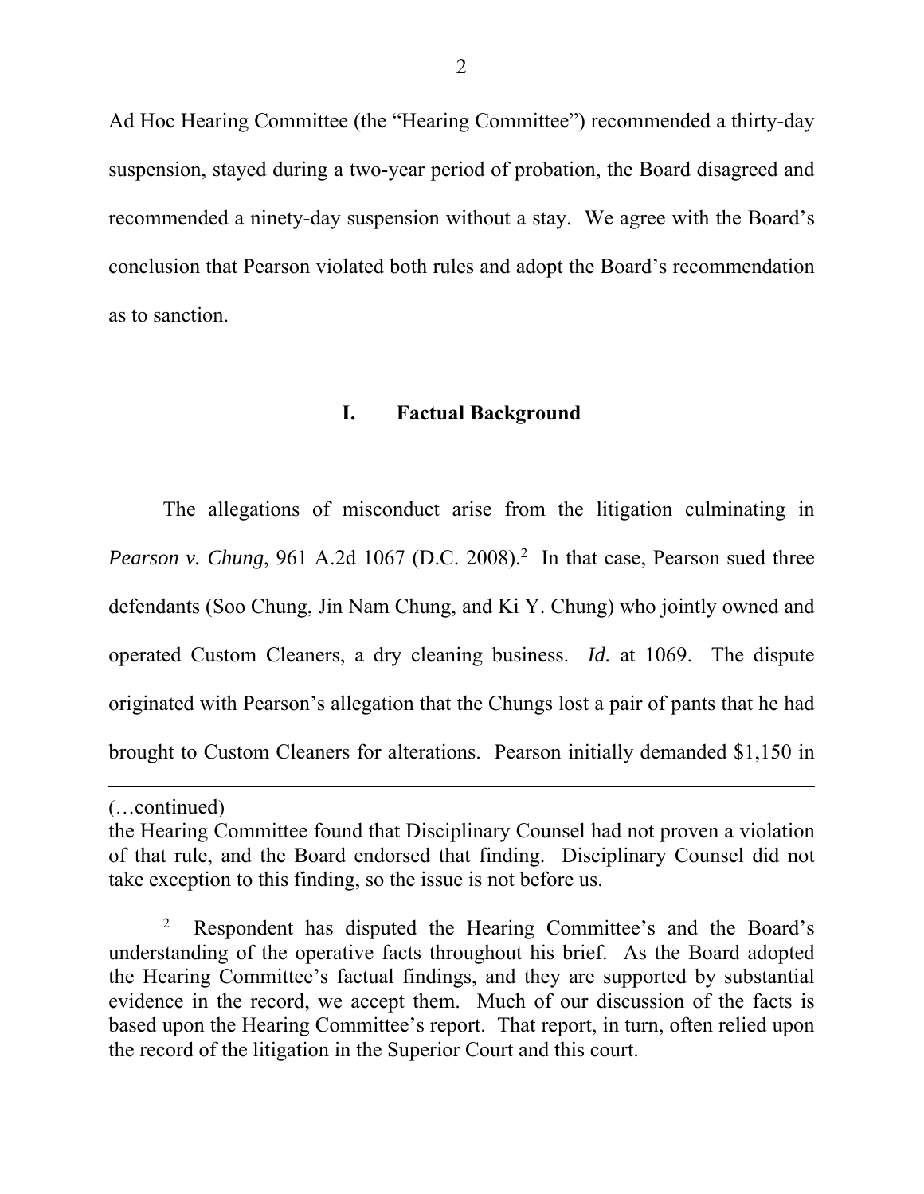Ad Hoc Hearing Committee (the "Hearing Committee") recommended a thirty-day suspension, stayed during a two-year period of probation, the Board disagreed and recommended a ninety-day suspension without a stay. We agree with the Board's conclusion that Pearson violated both rules and adopt the Board's recommendation as to sanction.

## I. Factual Background

The allegations of misconduct arise from the litigation culminating in *Pearson v. Chung*, 961 A.2d 1067 (D.C. 2008).[2] In that case, Pearson sued three defendants (Soo Chung, Jin Nam Chung, and Ki Y. Chung) who jointly owned and operated Custom Cleaners, a dry cleaning business. *Id.* at 1069. The dispute originated with Pearson's allegation that the Chungs lost a pair of pants that he had brought to Custom Cleaners for alterations. Pearson initially demanded $1,150 in

---

(…continued)

the Hearing Committee found that Disciplinary Counsel had not proven a violation of that rule, and the Board endorsed that finding. Disciplinary Counsel did not take exception to this finding, so the issue is not before us.

[2] Respondent has disputed the Hearing Committee's and the Board's understanding of the operative facts throughout his brief. As the Board adopted the Hearing Committee's factual findings, and they are supported by substantial evidence in the record, we accept them. Much of our discussion of the facts is based upon the Hearing Committee's report. That report, in turn, often relied upon the record of the litigation in the Superior Court and this court.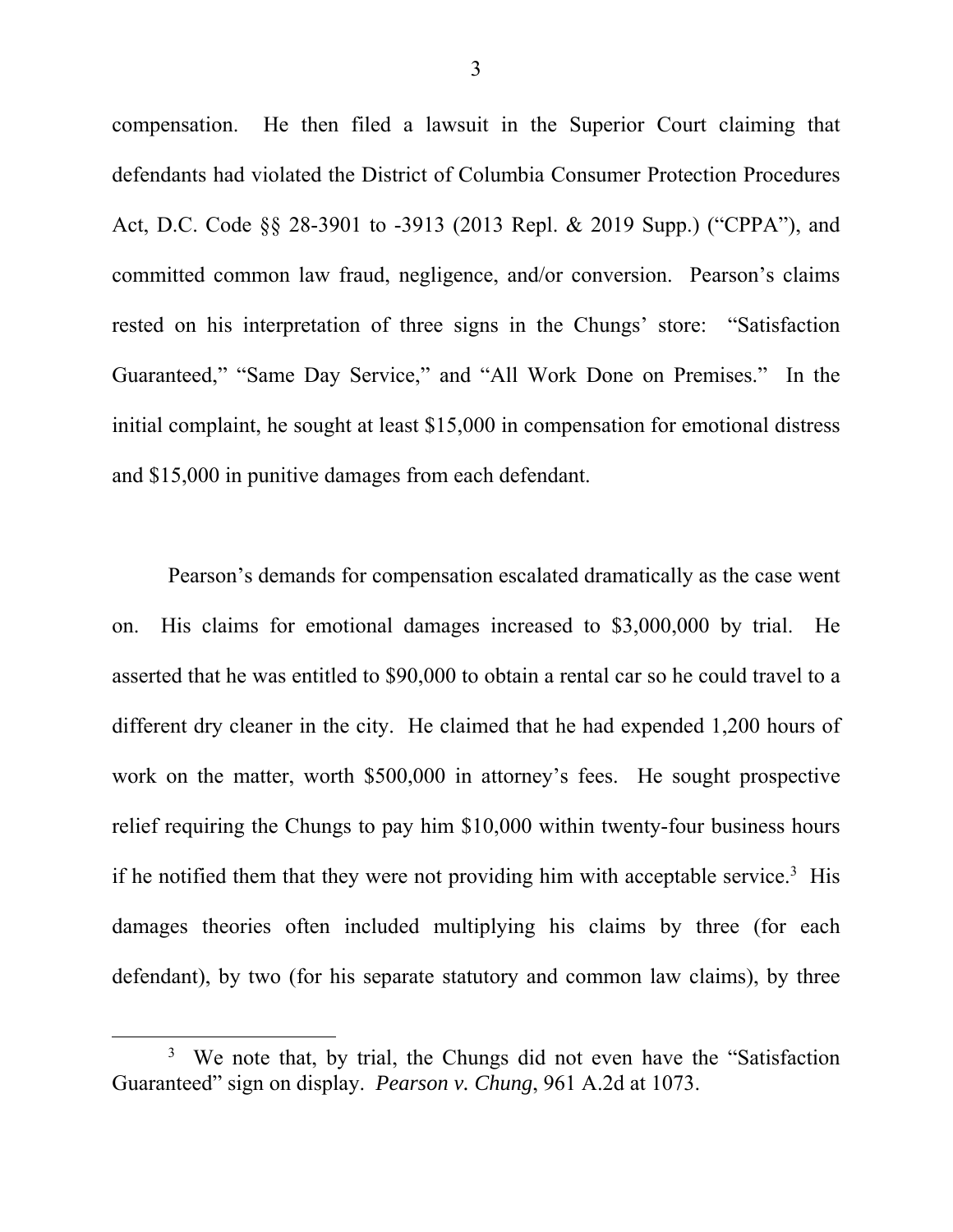compensation. He then filed a lawsuit in the Superior Court claiming that defendants had violated the District of Columbia Consumer Protection Procedures Act, D.C. Code §§ 28-3901 to -3913 (2013 Repl. & 2019 Supp.) ("CPPA"), and committed common law fraud, negligence, and/or conversion. Pearson's claims rested on his interpretation of three signs in the Chungs' store: "Satisfaction Guaranteed," "Same Day Service," and "All Work Done on Premises." In the initial complaint, he sought at least $15,000 in compensation for emotional distress and $15,000 in punitive damages from each defendant.

Pearson's demands for compensation escalated dramatically as the case went on. His claims for emotional damages increased to $3,000,000 by trial. He asserted that he was entitled to $90,000 to obtain a rental car so he could travel to a different dry cleaner in the city. He claimed that he had expended 1,200 hours of work on the matter, worth $500,000 in attorney's fees. He sought prospective relief requiring the Chungs to pay him $10,000 within twenty-four business hours if he notified them that they were not providing him with acceptable service.[3] His damages theories often included multiplying his claims by three (for each defendant), by two (for his separate statutory and common law claims), by three

[3] We note that, by trial, the Chungs did not even have the "Satisfaction Guaranteed" sign on display. *Pearson v. Chung*, 961 A.2d at 1073.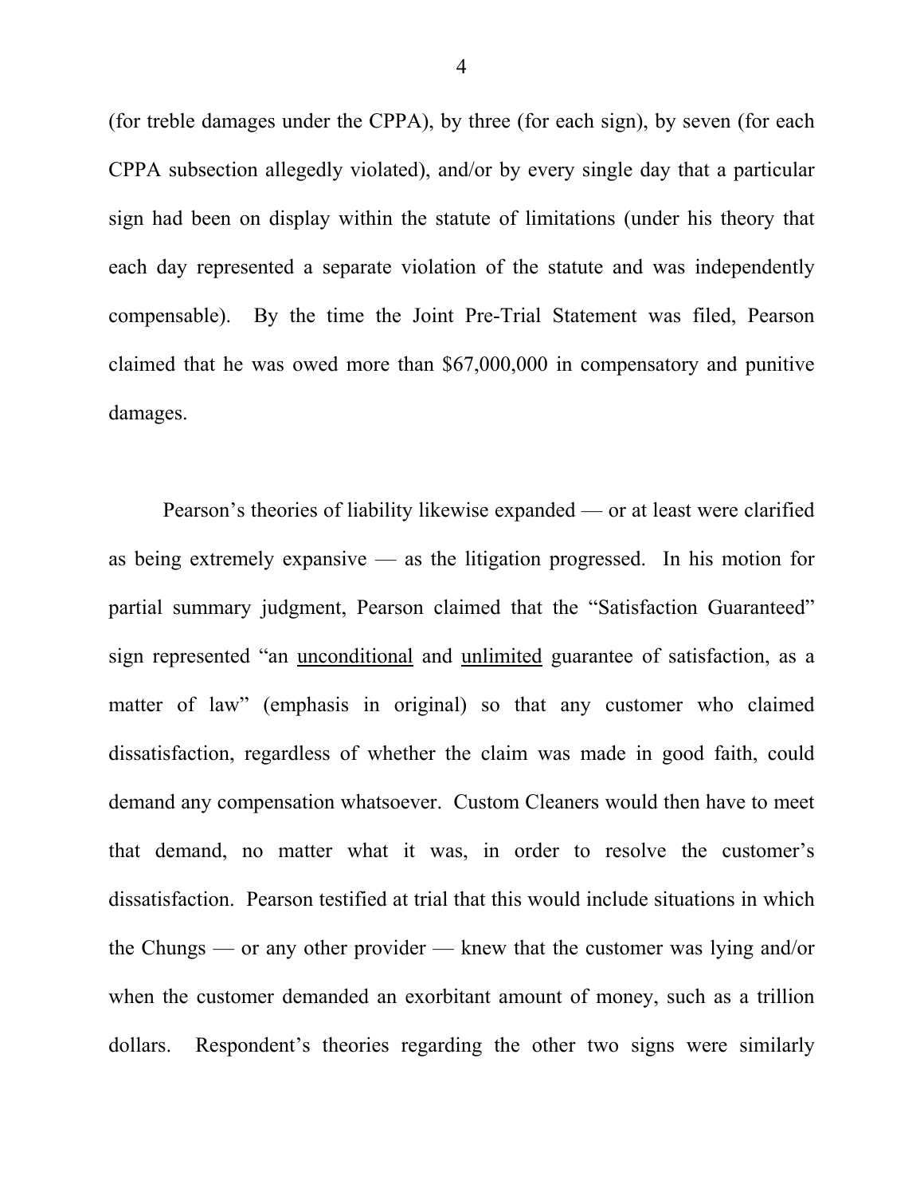(for treble damages under the CPPA), by three (for each sign), by seven (for each CPPA subsection allegedly violated), and/or by every single day that a particular sign had been on display within the statute of limitations (under his theory that each day represented a separate violation of the statute and was independently compensable). By the time the Joint Pre-Trial Statement was filed, Pearson claimed that he was owed more than $67,000,000 in compensatory and punitive damages.

Pearson's theories of liability likewise expanded — or at least were clarified as being extremely expansive — as the litigation progressed. In his motion for partial summary judgment, Pearson claimed that the "Satisfaction Guaranteed" sign represented "an <u>unconditional</u> and <u>unlimited</u> guarantee of satisfaction, as a matter of law" (emphasis in original) so that any customer who claimed dissatisfaction, regardless of whether the claim was made in good faith, could demand any compensation whatsoever. Custom Cleaners would then have to meet that demand, no matter what it was, in order to resolve the customer's dissatisfaction. Pearson testified at trial that this would include situations in which the Chungs — or any other provider — knew that the customer was lying and/or when the customer demanded an exorbitant amount of money, such as a trillion dollars. Respondent's theories regarding the other two signs were similarly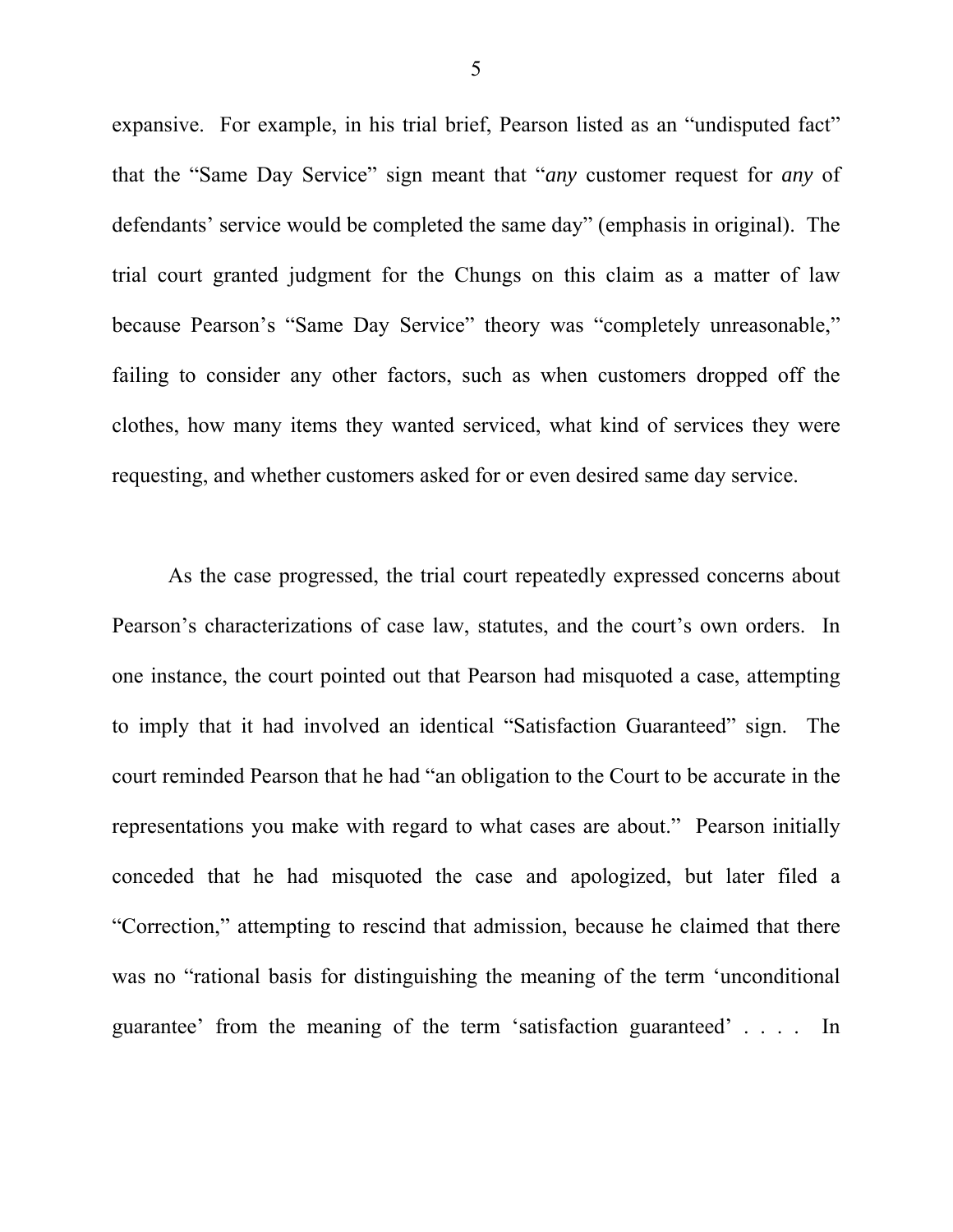expansive. For example, in his trial brief, Pearson listed as an "undisputed fact" that the "Same Day Service" sign meant that "*any* customer request for *any* of defendants' service would be completed the same day" (emphasis in original). The trial court granted judgment for the Chungs on this claim as a matter of law because Pearson's "Same Day Service" theory was "completely unreasonable," failing to consider any other factors, such as when customers dropped off the clothes, how many items they wanted serviced, what kind of services they were requesting, and whether customers asked for or even desired same day service.

As the case progressed, the trial court repeatedly expressed concerns about Pearson's characterizations of case law, statutes, and the court's own orders. In one instance, the court pointed out that Pearson had misquoted a case, attempting to imply that it had involved an identical "Satisfaction Guaranteed" sign. The court reminded Pearson that he had "an obligation to the Court to be accurate in the representations you make with regard to what cases are about." Pearson initially conceded that he had misquoted the case and apologized, but later filed a "Correction," attempting to rescind that admission, because he claimed that there was no "rational basis for distinguishing the meaning of the term 'unconditional guarantee' from the meaning of the term 'satisfaction guaranteed' . . . . In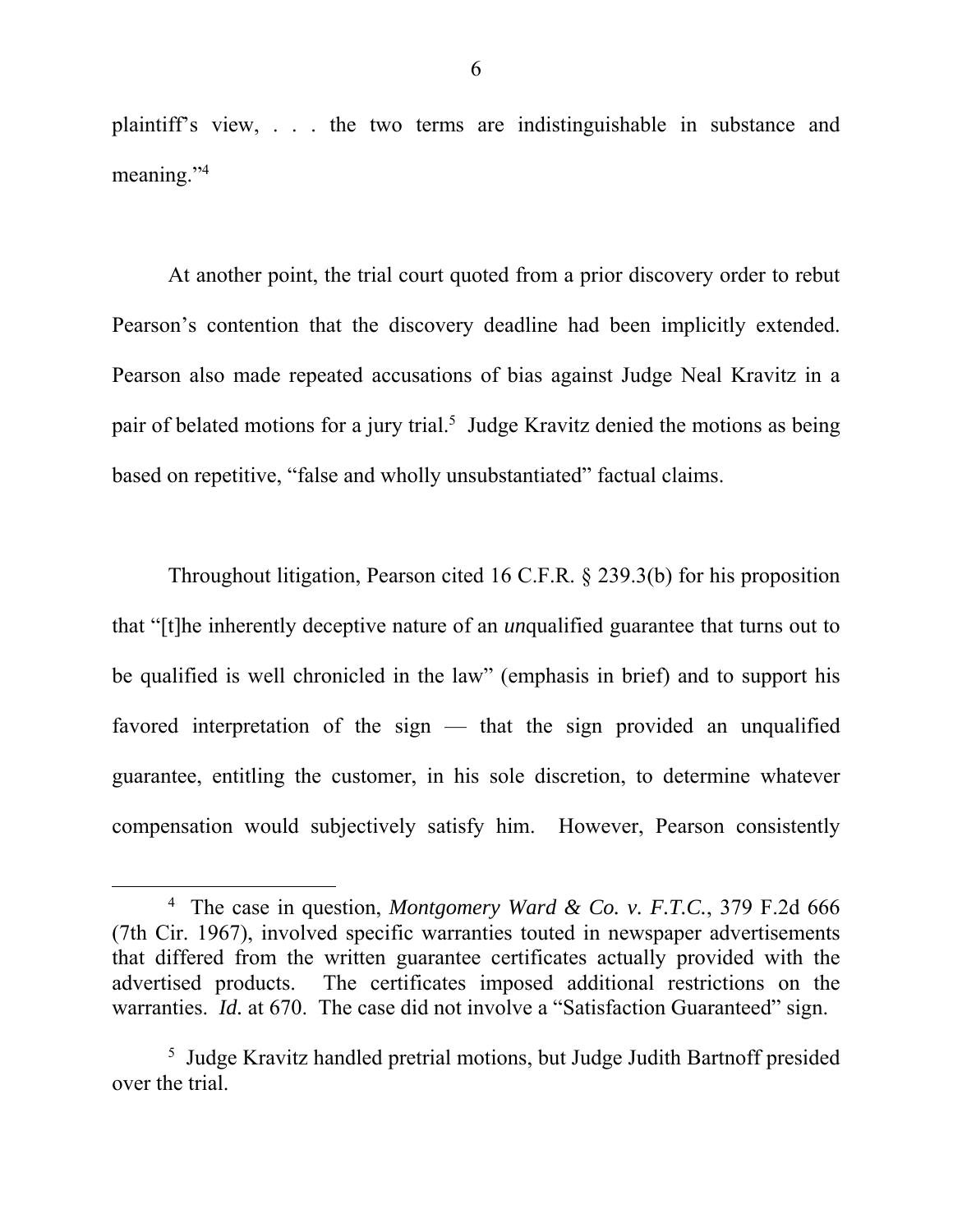plaintiff's view, . . . the two terms are indistinguishable in substance and meaning."[4]

At another point, the trial court quoted from a prior discovery order to rebut Pearson's contention that the discovery deadline had been implicitly extended. Pearson also made repeated accusations of bias against Judge Neal Kravitz in a pair of belated motions for a jury trial.[5] Judge Kravitz denied the motions as being based on repetitive, "false and wholly unsubstantiated" factual claims.

Throughout litigation, Pearson cited 16 C.F.R. § 239.3(b) for his proposition that "[t]he inherently deceptive nature of an *un*qualified guarantee that turns out to be qualified is well chronicled in the law" (emphasis in brief) and to support his favored interpretation of the sign — that the sign provided an unqualified guarantee, entitling the customer, in his sole discretion, to determine whatever compensation would subjectively satisfy him. However, Pearson consistently

---

[4] The case in question, *Montgomery Ward & Co. v. F.T.C.*, 379 F.2d 666 (7th Cir. 1967), involved specific warranties touted in newspaper advertisements that differed from the written guarantee certificates actually provided with the advertised products. The certificates imposed additional restrictions on the warranties. *Id.* at 670. The case did not involve a "Satisfaction Guaranteed" sign.

[5] Judge Kravitz handled pretrial motions, but Judge Judith Bartnoff presided over the trial.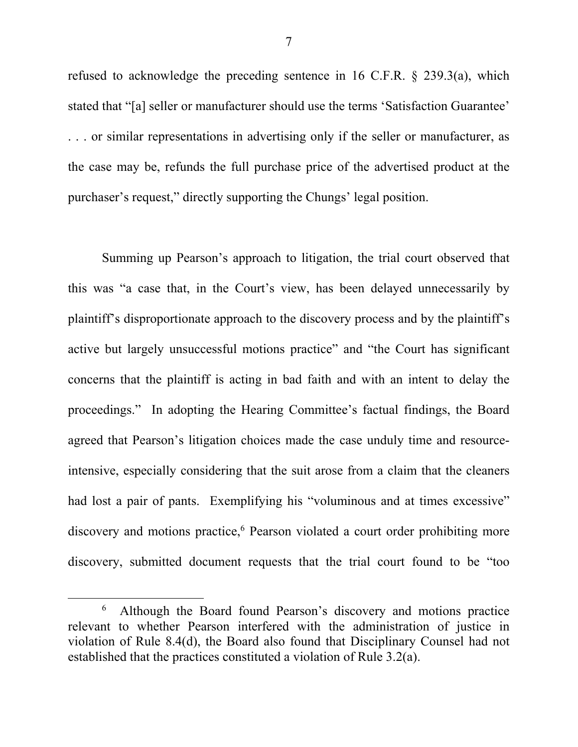refused to acknowledge the preceding sentence in 16 C.F.R. § 239.3(a), which stated that "[a] seller or manufacturer should use the terms 'Satisfaction Guarantee' . . . or similar representations in advertising only if the seller or manufacturer, as the case may be, refunds the full purchase price of the advertised product at the purchaser's request," directly supporting the Chungs' legal position.

Summing up Pearson's approach to litigation, the trial court observed that this was "a case that, in the Court's view, has been delayed unnecessarily by plaintiff's disproportionate approach to the discovery process and by the plaintiff's active but largely unsuccessful motions practice" and "the Court has significant concerns that the plaintiff is acting in bad faith and with an intent to delay the proceedings." In adopting the Hearing Committee's factual findings, the Board agreed that Pearson's litigation choices made the case unduly time and resource-intensive, especially considering that the suit arose from a claim that the cleaners had lost a pair of pants. Exemplifying his "voluminous and at times excessive" discovery and motions practice,[6] Pearson violated a court order prohibiting more discovery, submitted document requests that the trial court found to be "too

[6] Although the Board found Pearson's discovery and motions practice relevant to whether Pearson interfered with the administration of justice in violation of Rule 8.4(d), the Board also found that Disciplinary Counsel had not established that the practices constituted a violation of Rule 3.2(a).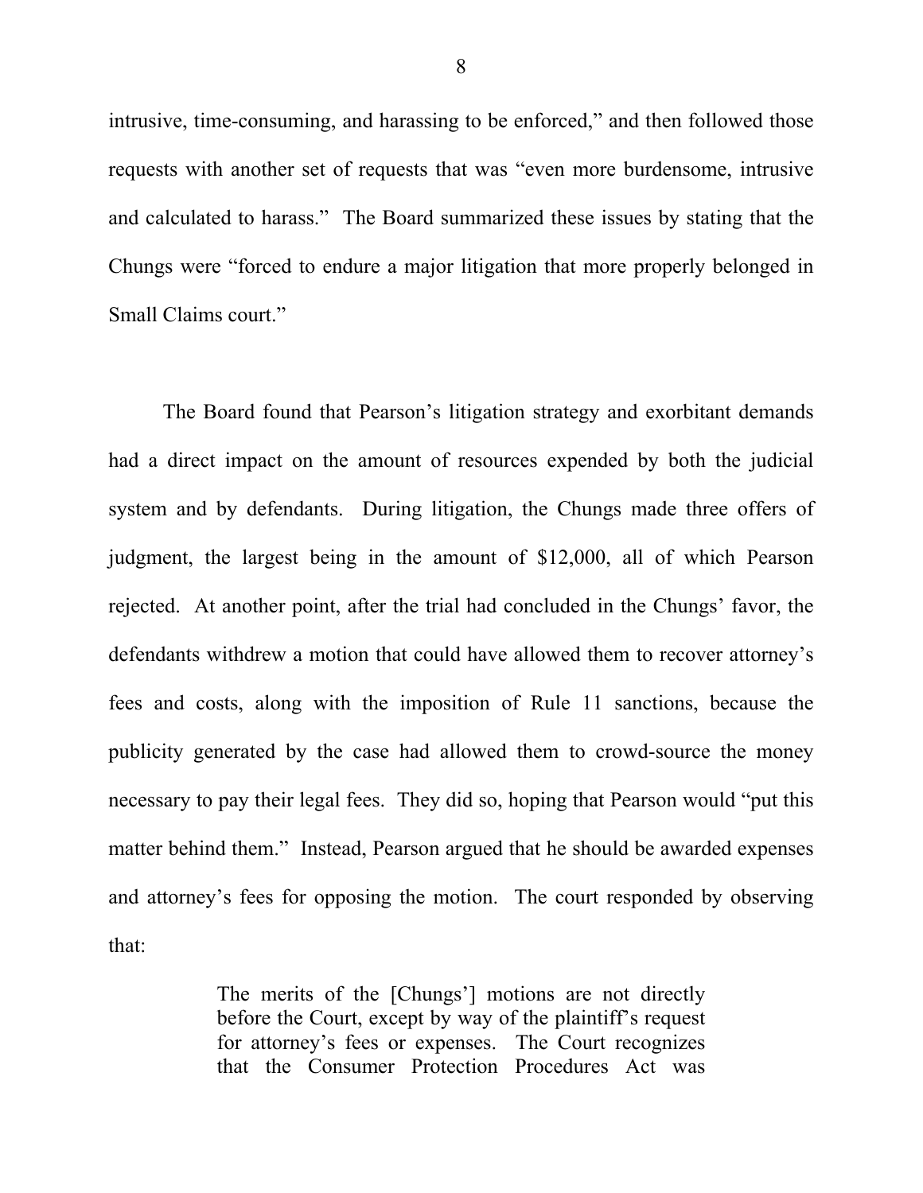intrusive, time-consuming, and harassing to be enforced," and then followed those requests with another set of requests that was "even more burdensome, intrusive and calculated to harass." The Board summarized these issues by stating that the Chungs were "forced to endure a major litigation that more properly belonged in Small Claims court."

The Board found that Pearson's litigation strategy and exorbitant demands had a direct impact on the amount of resources expended by both the judicial system and by defendants. During litigation, the Chungs made three offers of judgment, the largest being in the amount of $12,000, all of which Pearson rejected. At another point, after the trial had concluded in the Chungs' favor, the defendants withdrew a motion that could have allowed them to recover attorney's fees and costs, along with the imposition of Rule 11 sanctions, because the publicity generated by the case had allowed them to crowd-source the money necessary to pay their legal fees. They did so, hoping that Pearson would "put this matter behind them." Instead, Pearson argued that he should be awarded expenses and attorney's fees for opposing the motion. The court responded by observing that:

> The merits of the [Chungs'] motions are not directly before the Court, except by way of the plaintiff's request for attorney's fees or expenses. The Court recognizes that the Consumer Protection Procedures Act was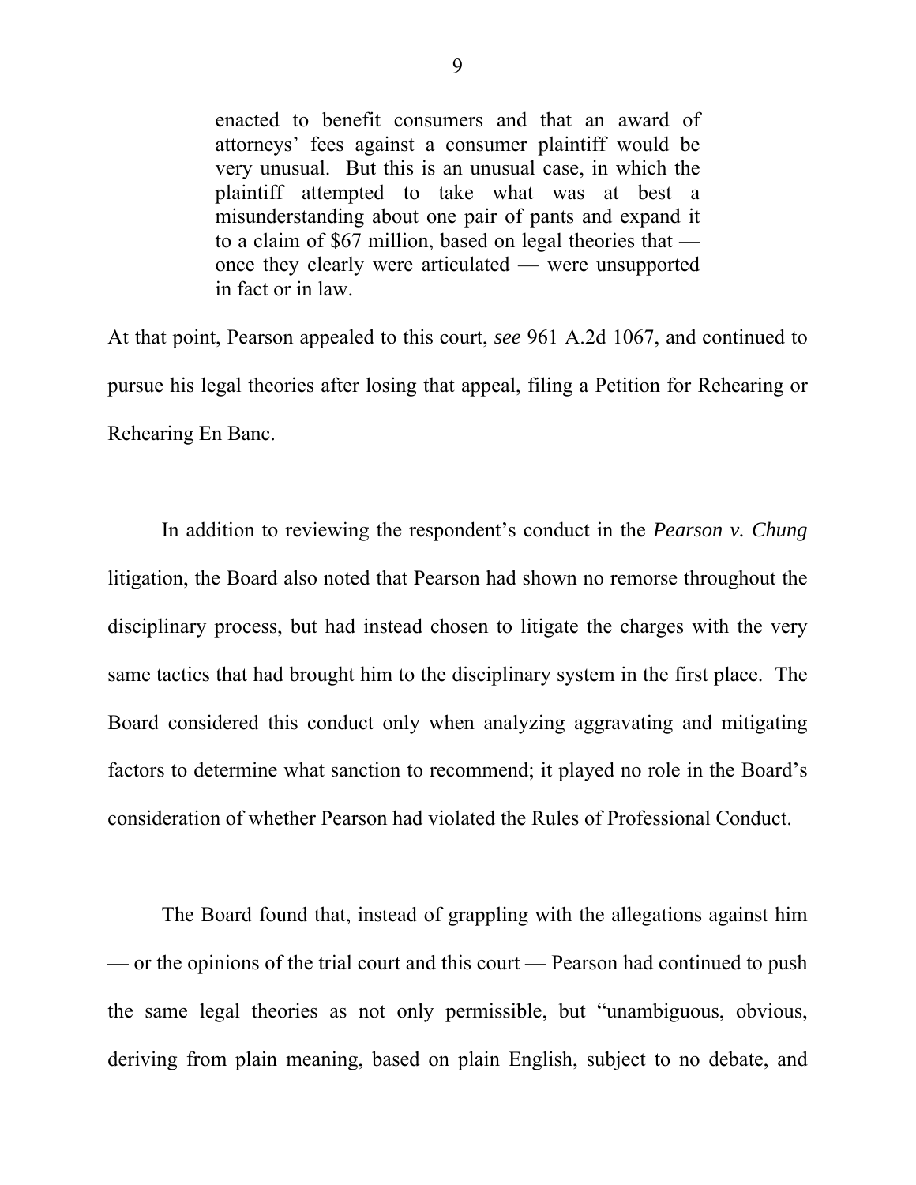> enacted to benefit consumers and that an award of attorneys' fees against a consumer plaintiff would be very unusual. But this is an unusual case, in which the plaintiff attempted to take what was at best a misunderstanding about one pair of pants and expand it to a claim of $67 million, based on legal theories that — once they clearly were articulated — were unsupported in fact or in law.

At that point, Pearson appealed to this court, *see* 961 A.2d 1067, and continued to pursue his legal theories after losing that appeal, filing a Petition for Rehearing or Rehearing En Banc.

In addition to reviewing the respondent's conduct in the *Pearson v. Chung* litigation, the Board also noted that Pearson had shown no remorse throughout the disciplinary process, but had instead chosen to litigate the charges with the very same tactics that had brought him to the disciplinary system in the first place. The Board considered this conduct only when analyzing aggravating and mitigating factors to determine what sanction to recommend; it played no role in the Board's consideration of whether Pearson had violated the Rules of Professional Conduct.

The Board found that, instead of grappling with the allegations against him — or the opinions of the trial court and this court — Pearson had continued to push the same legal theories as not only permissible, but "unambiguous, obvious, deriving from plain meaning, based on plain English, subject to no debate, and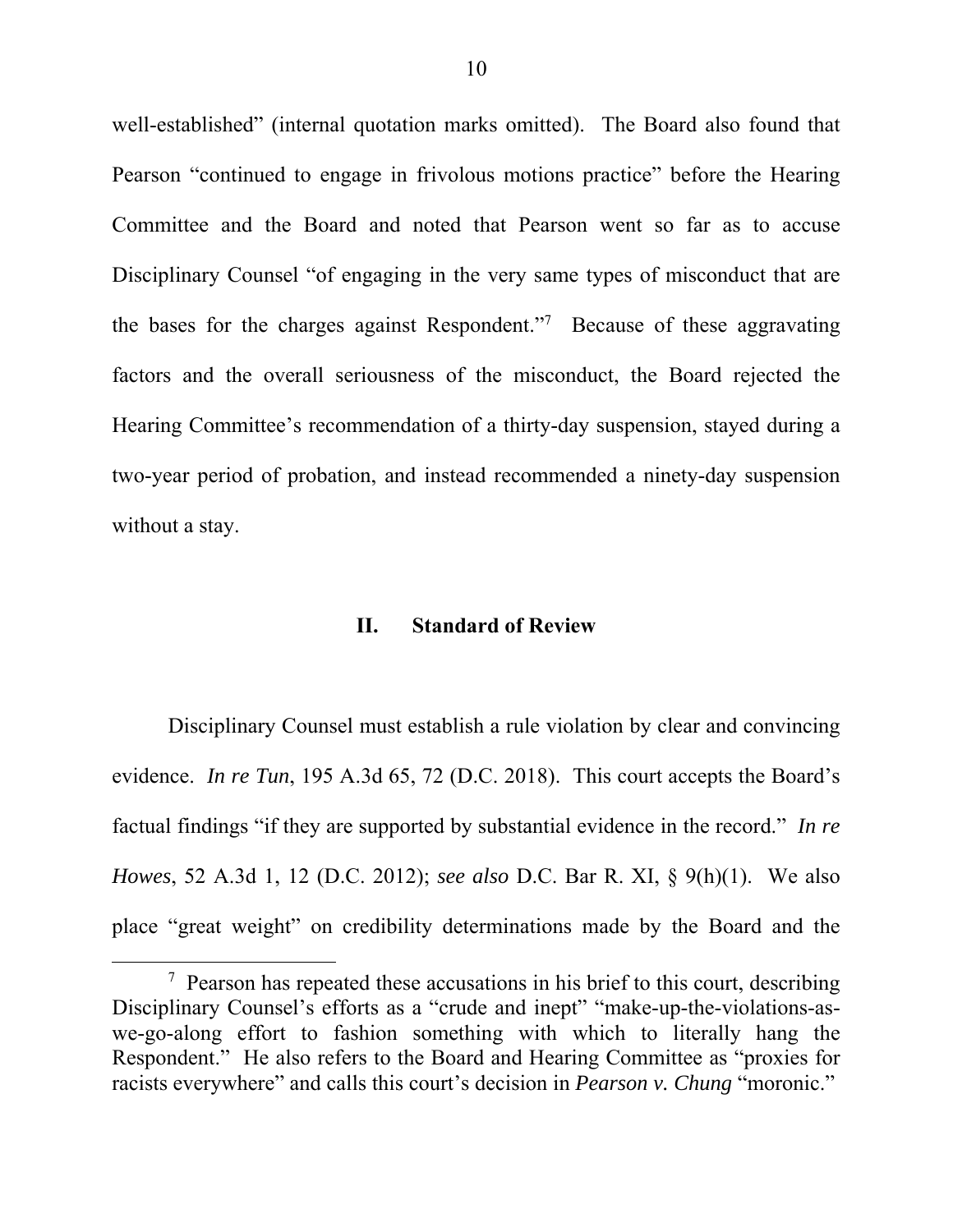well-established" (internal quotation marks omitted). The Board also found that Pearson "continued to engage in frivolous motions practice" before the Hearing Committee and the Board and noted that Pearson went so far as to accuse Disciplinary Counsel "of engaging in the very same types of misconduct that are the bases for the charges against Respondent."[7] Because of these aggravating factors and the overall seriousness of the misconduct, the Board rejected the Hearing Committee's recommendation of a thirty-day suspension, stayed during a two-year period of probation, and instead recommended a ninety-day suspension without a stay.

## II. Standard of Review

Disciplinary Counsel must establish a rule violation by clear and convincing evidence. *In re Tun*, 195 A.3d 65, 72 (D.C. 2018). This court accepts the Board's factual findings "if they are supported by substantial evidence in the record." *In re Howes*, 52 A.3d 1, 12 (D.C. 2012); *see also* D.C. Bar R. XI, § 9(h)(1). We also place "great weight" on credibility determinations made by the Board and the

---

[7] Pearson has repeated these accusations in his brief to this court, describing Disciplinary Counsel's efforts as a "crude and inept" "make-up-the-violations-as-we-go-along effort to fashion something with which to literally hang the Respondent." He also refers to the Board and Hearing Committee as "proxies for racists everywhere" and calls this court's decision in *Pearson v. Chung* "moronic."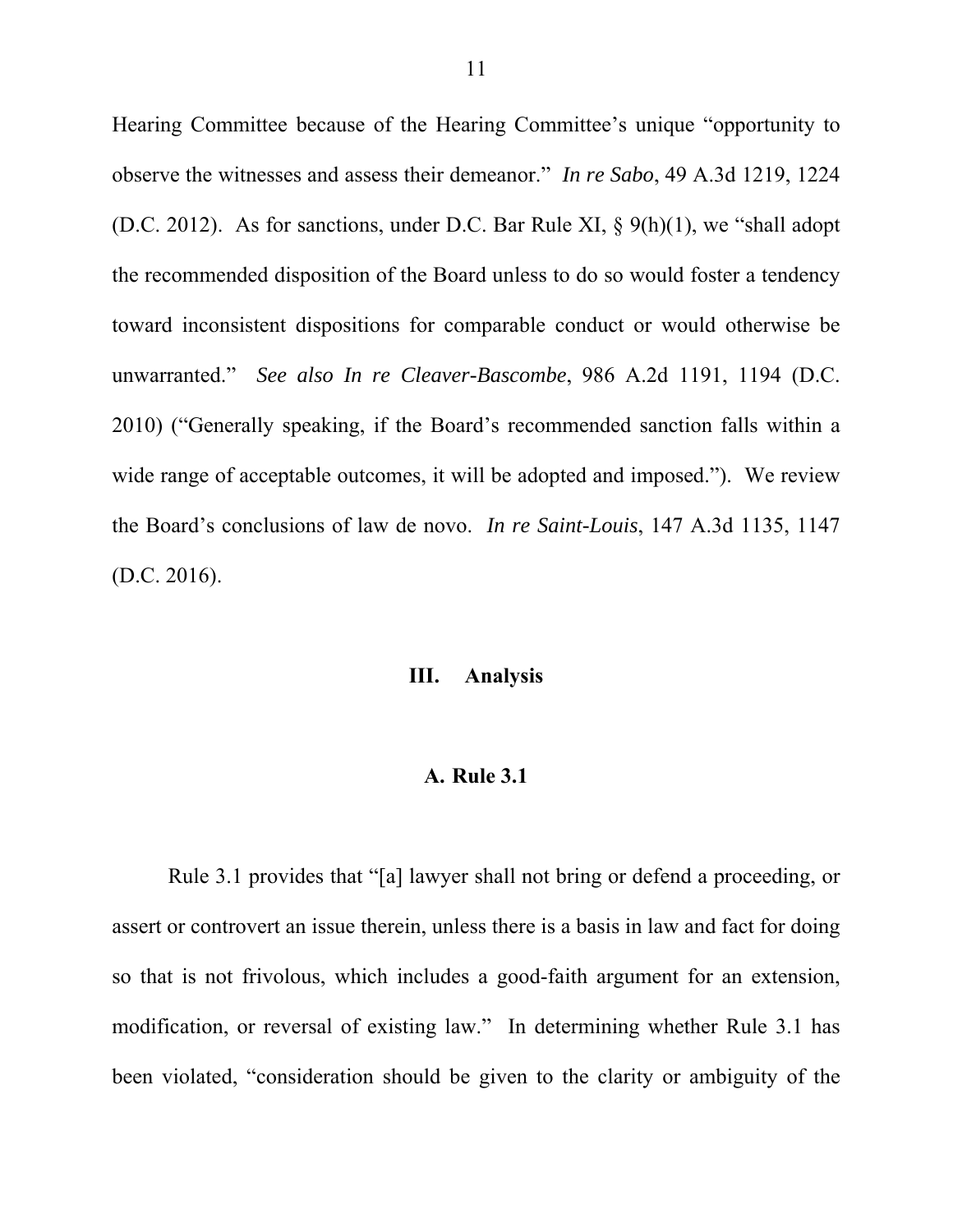Hearing Committee because of the Hearing Committee's unique "opportunity to observe the witnesses and assess their demeanor." *In re Sabo*, 49 A.3d 1219, 1224 (D.C. 2012). As for sanctions, under D.C. Bar Rule XI, § 9(h)(1), we "shall adopt the recommended disposition of the Board unless to do so would foster a tendency toward inconsistent dispositions for comparable conduct or would otherwise be unwarranted." *See also In re Cleaver-Bascombe*, 986 A.2d 1191, 1194 (D.C. 2010) ("Generally speaking, if the Board's recommended sanction falls within a wide range of acceptable outcomes, it will be adopted and imposed."). We review the Board's conclusions of law de novo. *In re Saint-Louis*, 147 A.3d 1135, 1147 (D.C. 2016).

## III. Analysis

### A. Rule 3.1

Rule 3.1 provides that "[a] lawyer shall not bring or defend a proceeding, or assert or controvert an issue therein, unless there is a basis in law and fact for doing so that is not frivolous, which includes a good-faith argument for an extension, modification, or reversal of existing law." In determining whether Rule 3.1 has been violated, "consideration should be given to the clarity or ambiguity of the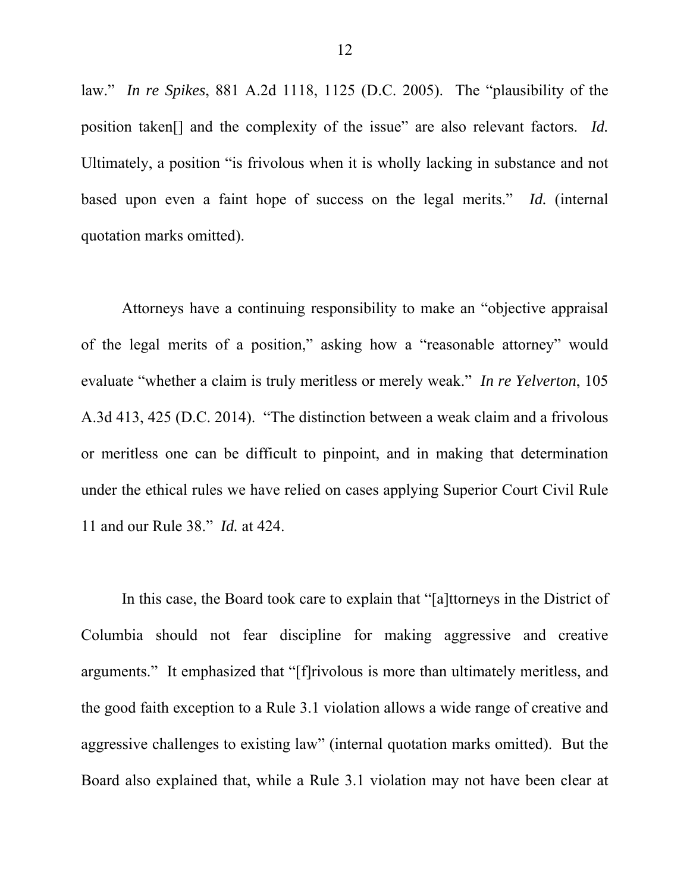law." *In re Spikes*, 881 A.2d 1118, 1125 (D.C. 2005). The "plausibility of the position taken[] and the complexity of the issue" are also relevant factors. *Id.* Ultimately, a position "is frivolous when it is wholly lacking in substance and not based upon even a faint hope of success on the legal merits." *Id.* (internal quotation marks omitted).

Attorneys have a continuing responsibility to make an "objective appraisal of the legal merits of a position," asking how a "reasonable attorney" would evaluate "whether a claim is truly meritless or merely weak." *In re Yelverton*, 105 A.3d 413, 425 (D.C. 2014). "The distinction between a weak claim and a frivolous or meritless one can be difficult to pinpoint, and in making that determination under the ethical rules we have relied on cases applying Superior Court Civil Rule 11 and our Rule 38." *Id.* at 424.

In this case, the Board took care to explain that "[a]ttorneys in the District of Columbia should not fear discipline for making aggressive and creative arguments." It emphasized that "[f]rivolous is more than ultimately meritless, and the good faith exception to a Rule 3.1 violation allows a wide range of creative and aggressive challenges to existing law" (internal quotation marks omitted). But the Board also explained that, while a Rule 3.1 violation may not have been clear at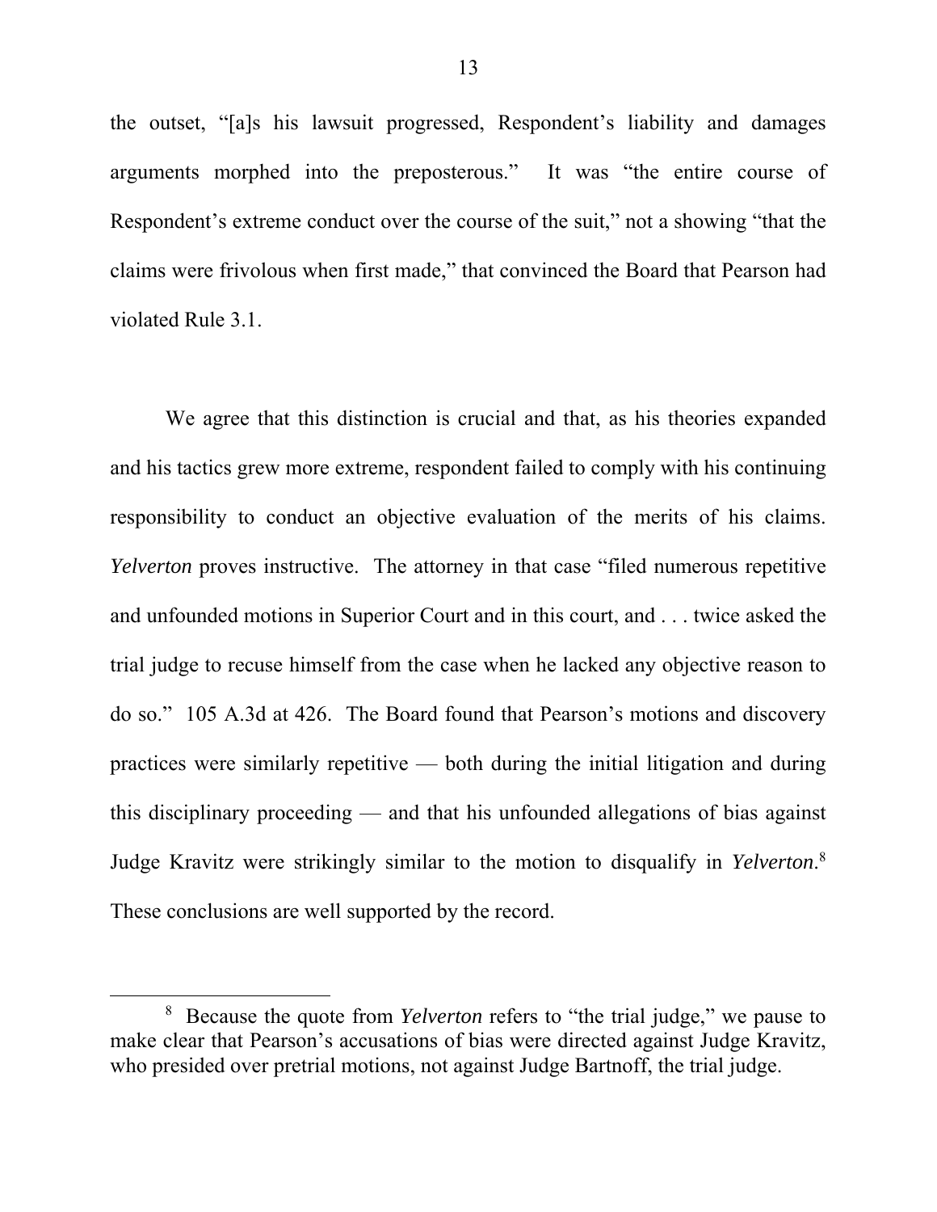the outset, "[a]s his lawsuit progressed, Respondent's liability and damages arguments morphed into the preposterous." It was "the entire course of Respondent's extreme conduct over the course of the suit," not a showing "that the claims were frivolous when first made," that convinced the Board that Pearson had violated Rule 3.1.

We agree that this distinction is crucial and that, as his theories expanded and his tactics grew more extreme, respondent failed to comply with his continuing responsibility to conduct an objective evaluation of the merits of his claims. *Yelverton* proves instructive. The attorney in that case "filed numerous repetitive and unfounded motions in Superior Court and in this court, and . . . twice asked the trial judge to recuse himself from the case when he lacked any objective reason to do so." 105 A.3d at 426. The Board found that Pearson's motions and discovery practices were similarly repetitive — both during the initial litigation and during this disciplinary proceeding — and that his unfounded allegations of bias against Judge Kravitz were strikingly similar to the motion to disqualify in *Yelverton*.[8] These conclusions are well supported by the record.

[8] Because the quote from *Yelverton* refers to "the trial judge," we pause to make clear that Pearson's accusations of bias were directed against Judge Kravitz, who presided over pretrial motions, not against Judge Bartnoff, the trial judge.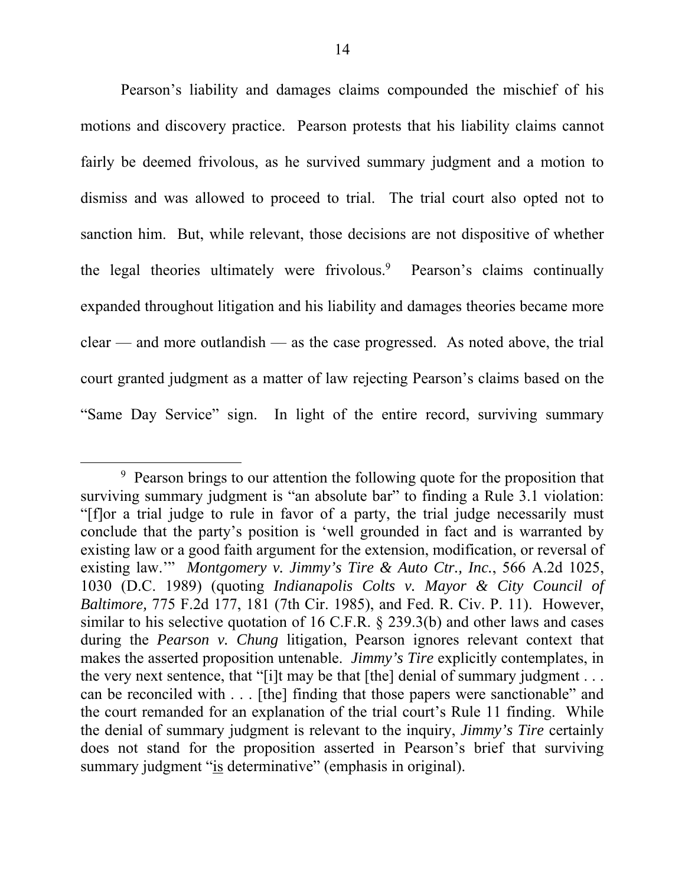Pearson's liability and damages claims compounded the mischief of his motions and discovery practice. Pearson protests that his liability claims cannot fairly be deemed frivolous, as he survived summary judgment and a motion to dismiss and was allowed to proceed to trial. The trial court also opted not to sanction him. But, while relevant, those decisions are not dispositive of whether the legal theories ultimately were frivolous.[9] Pearson's claims continually expanded throughout litigation and his liability and damages theories became more clear — and more outlandish — as the case progressed. As noted above, the trial court granted judgment as a matter of law rejecting Pearson's claims based on the "Same Day Service" sign. In light of the entire record, surviving summary

---

[9] Pearson brings to our attention the following quote for the proposition that surviving summary judgment is "an absolute bar" to finding a Rule 3.1 violation: "[f]or a trial judge to rule in favor of a party, the trial judge necessarily must conclude that the party's position is 'well grounded in fact and is warranted by existing law or a good faith argument for the extension, modification, or reversal of existing law.'" *Montgomery v. Jimmy's Tire & Auto Ctr., Inc.*, 566 A.2d 1025, 1030 (D.C. 1989) (quoting *Indianapolis Colts v. Mayor & City Council of Baltimore,* 775 F.2d 177, 181 (7th Cir. 1985), and Fed. R. Civ. P. 11). However, similar to his selective quotation of 16 C.F.R. § 239.3(b) and other laws and cases during the *Pearson v. Chung* litigation, Pearson ignores relevant context that makes the asserted proposition untenable. *Jimmy's Tire* explicitly contemplates, in the very next sentence, that "[i]t may be that [the] denial of summary judgment . . . can be reconciled with . . . [the] finding that those papers were sanctionable" and the court remanded for an explanation of the trial court's Rule 11 finding. While the denial of summary judgment is relevant to the inquiry, *Jimmy's Tire* certainly does not stand for the proposition asserted in Pearson's brief that surviving summary judgment "<u>is</u> determinative" (emphasis in original).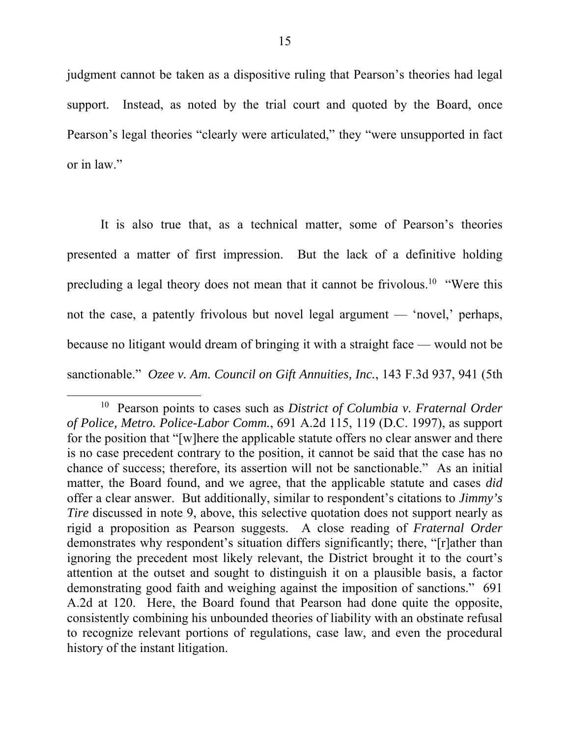judgment cannot be taken as a dispositive ruling that Pearson's theories had legal support. Instead, as noted by the trial court and quoted by the Board, once Pearson's legal theories "clearly were articulated," they "were unsupported in fact or in law."

It is also true that, as a technical matter, some of Pearson's theories presented a matter of first impression. But the lack of a definitive holding precluding a legal theory does not mean that it cannot be frivolous.[10] "Were this not the case, a patently frivolous but novel legal argument — 'novel,' perhaps, because no litigant would dream of bringing it with a straight face — would not be sanctionable." *Ozee v. Am. Council on Gift Annuities, Inc.*, 143 F.3d 937, 941 (5th

---

[10] Pearson points to cases such as *District of Columbia v. Fraternal Order of Police, Metro. Police-Labor Comm.*, 691 A.2d 115, 119 (D.C. 1997), as support for the position that "[w]here the applicable statute offers no clear answer and there is no case precedent contrary to the position, it cannot be said that the case has no chance of success; therefore, its assertion will not be sanctionable." As an initial matter, the Board found, and we agree, that the applicable statute and cases *did* offer a clear answer. But additionally, similar to respondent's citations to *Jimmy's Tire* discussed in note 9, above, this selective quotation does not support nearly as rigid a proposition as Pearson suggests. A close reading of *Fraternal Order* demonstrates why respondent's situation differs significantly; there, "[r]ather than ignoring the precedent most likely relevant, the District brought it to the court's attention at the outset and sought to distinguish it on a plausible basis, a factor demonstrating good faith and weighing against the imposition of sanctions." 691 A.2d at 120. Here, the Board found that Pearson had done quite the opposite, consistently combining his unbounded theories of liability with an obstinate refusal to recognize relevant portions of regulations, case law, and even the procedural history of the instant litigation.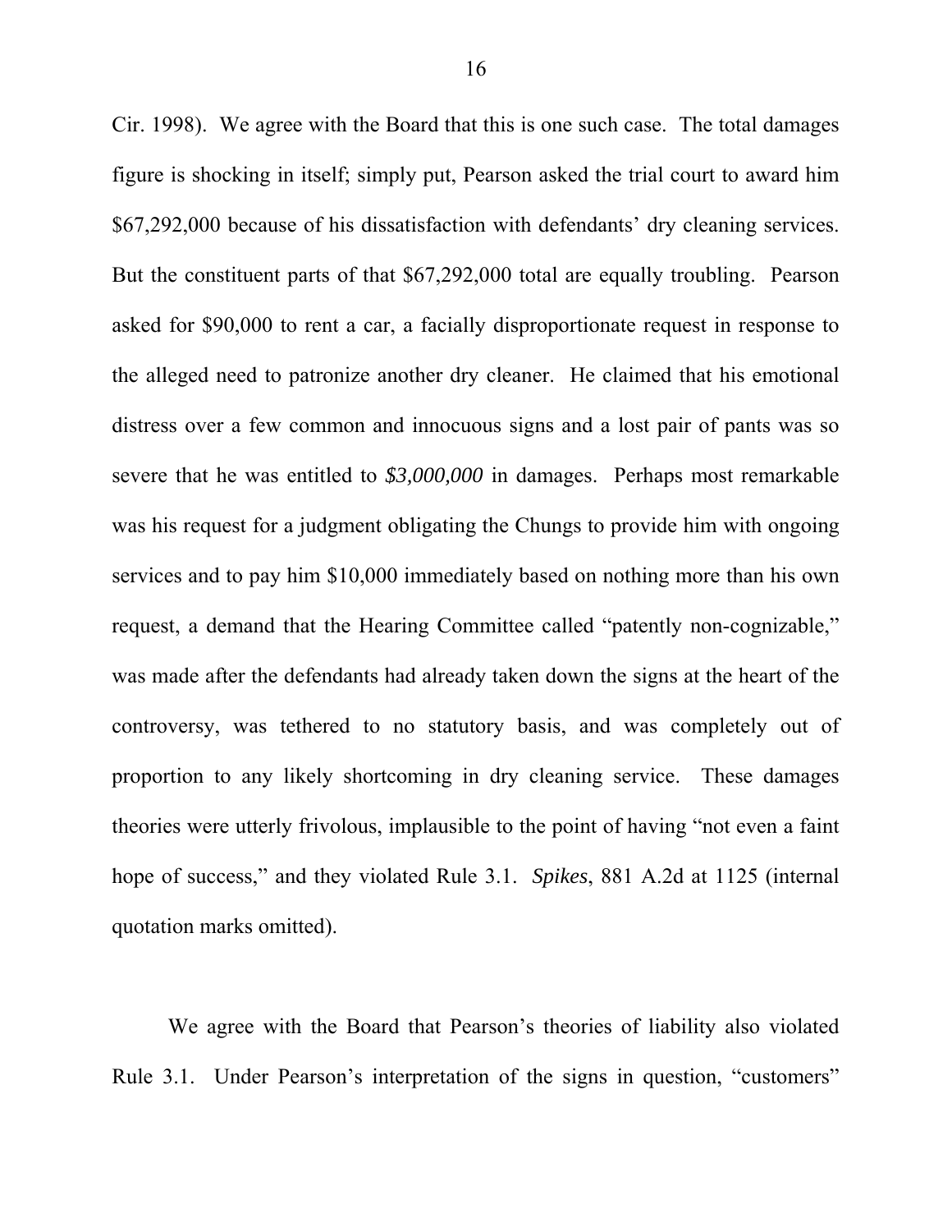Cir. 1998). We agree with the Board that this is one such case. The total damages figure is shocking in itself; simply put, Pearson asked the trial court to award him $67,292,000 because of his dissatisfaction with defendants' dry cleaning services. But the constituent parts of that $67,292,000 total are equally troubling. Pearson asked for $90,000 to rent a car, a facially disproportionate request in response to the alleged need to patronize another dry cleaner. He claimed that his emotional distress over a few common and innocuous signs and a lost pair of pants was so severe that he was entitled to *$3,000,000* in damages. Perhaps most remarkable was his request for a judgment obligating the Chungs to provide him with ongoing services and to pay him $10,000 immediately based on nothing more than his own request, a demand that the Hearing Committee called "patently non-cognizable," was made after the defendants had already taken down the signs at the heart of the controversy, was tethered to no statutory basis, and was completely out of proportion to any likely shortcoming in dry cleaning service. These damages theories were utterly frivolous, implausible to the point of having "not even a faint hope of success," and they violated Rule 3.1. *Spikes*, 881 A.2d at 1125 (internal quotation marks omitted).

We agree with the Board that Pearson's theories of liability also violated Rule 3.1. Under Pearson's interpretation of the signs in question, "customers"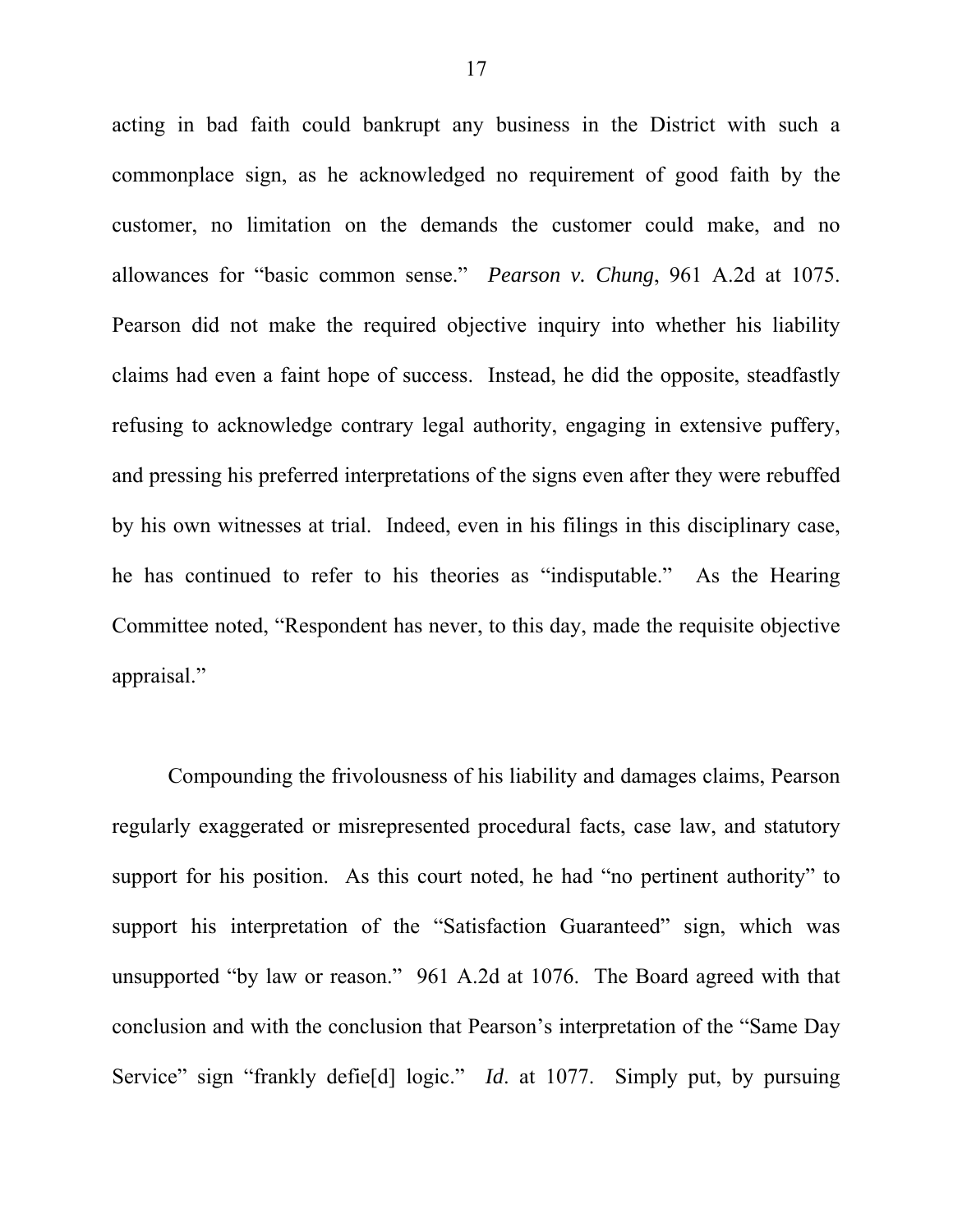acting in bad faith could bankrupt any business in the District with such a commonplace sign, as he acknowledged no requirement of good faith by the customer, no limitation on the demands the customer could make, and no allowances for "basic common sense." *Pearson v. Chung*, 961 A.2d at 1075. Pearson did not make the required objective inquiry into whether his liability claims had even a faint hope of success. Instead, he did the opposite, steadfastly refusing to acknowledge contrary legal authority, engaging in extensive puffery, and pressing his preferred interpretations of the signs even after they were rebuffed by his own witnesses at trial. Indeed, even in his filings in this disciplinary case, he has continued to refer to his theories as "indisputable." As the Hearing Committee noted, "Respondent has never, to this day, made the requisite objective appraisal."

Compounding the frivolousness of his liability and damages claims, Pearson regularly exaggerated or misrepresented procedural facts, case law, and statutory support for his position. As this court noted, he had "no pertinent authority" to support his interpretation of the "Satisfaction Guaranteed" sign, which was unsupported "by law or reason." 961 A.2d at 1076. The Board agreed with that conclusion and with the conclusion that Pearson's interpretation of the "Same Day Service" sign "frankly defie[d] logic." *Id*. at 1077. Simply put, by pursuing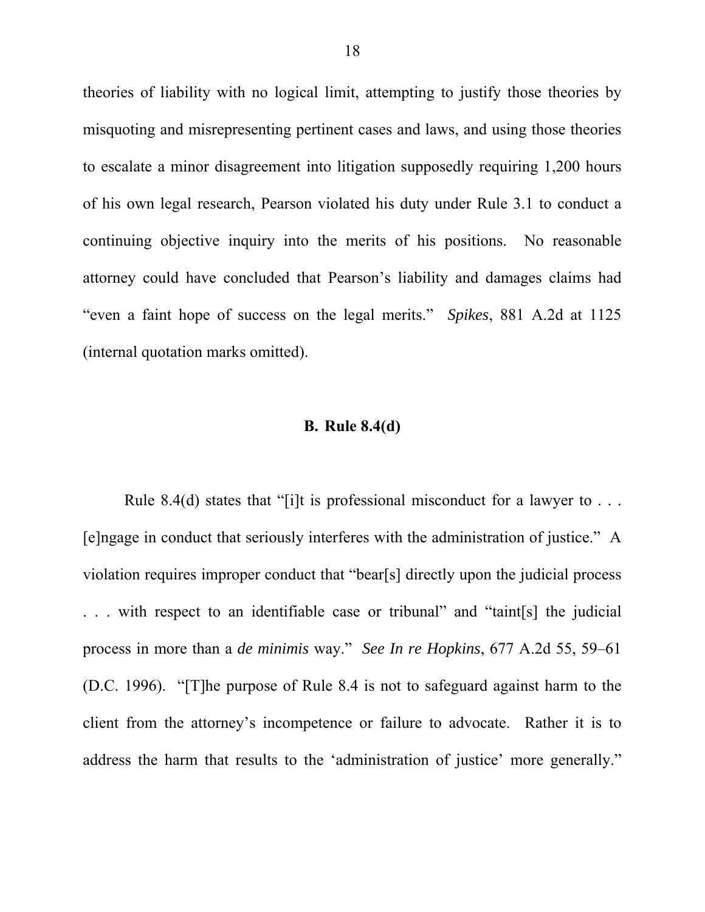theories of liability with no logical limit, attempting to justify those theories by misquoting and misrepresenting pertinent cases and laws, and using those theories to escalate a minor disagreement into litigation supposedly requiring 1,200 hours of his own legal research, Pearson violated his duty under Rule 3.1 to conduct a continuing objective inquiry into the merits of his positions. No reasonable attorney could have concluded that Pearson's liability and damages claims had "even a faint hope of success on the legal merits." *Spikes*, 881 A.2d at 1125 (internal quotation marks omitted).

## B. Rule 8.4(d)

Rule 8.4(d) states that "[i]t is professional misconduct for a lawyer to . . . [e]ngage in conduct that seriously interferes with the administration of justice." A violation requires improper conduct that "bear[s] directly upon the judicial process . . . with respect to an identifiable case or tribunal" and "taint[s] the judicial process in more than a *de minimis* way." *See In re Hopkins*, 677 A.2d 55, 59–61 (D.C. 1996). "[T]he purpose of Rule 8.4 is not to safeguard against harm to the client from the attorney's incompetence or failure to advocate. Rather it is to address the harm that results to the 'administration of justice' more generally."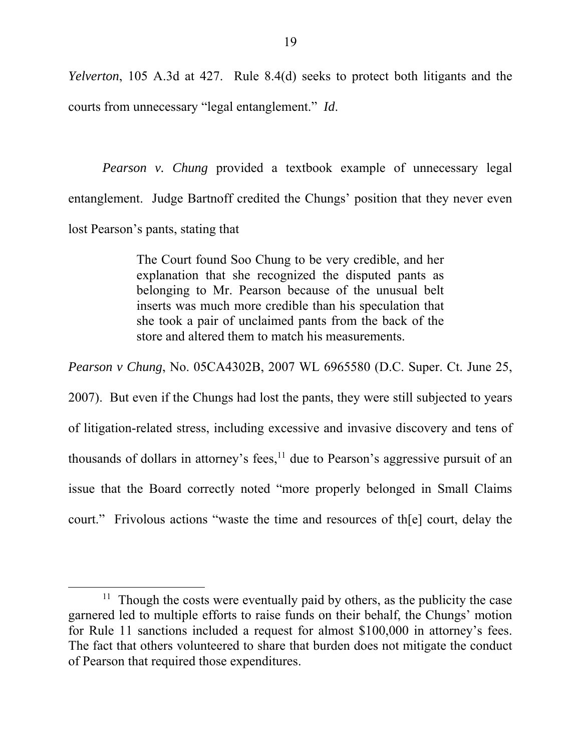*Yelverton*, 105 A.3d at 427. Rule 8.4(d) seeks to protect both litigants and the courts from unnecessary "legal entanglement." *Id*.

*Pearson v. Chung* provided a textbook example of unnecessary legal entanglement. Judge Bartnoff credited the Chungs' position that they never even lost Pearson's pants, stating that

> The Court found Soo Chung to be very credible, and her explanation that she recognized the disputed pants as belonging to Mr. Pearson because of the unusual belt inserts was much more credible than his speculation that she took a pair of unclaimed pants from the back of the store and altered them to match his measurements.

*Pearson v Chung*, No. 05CA4302B, 2007 WL 6965580 (D.C. Super. Ct. June 25, 2007). But even if the Chungs had lost the pants, they were still subjected to years of litigation-related stress, including excessive and invasive discovery and tens of thousands of dollars in attorney's fees,[11] due to Pearson's aggressive pursuit of an issue that the Board correctly noted "more properly belonged in Small Claims court." Frivolous actions "waste the time and resources of th[e] court, delay the

---

[11] Though the costs were eventually paid by others, as the publicity the case garnered led to multiple efforts to raise funds on their behalf, the Chungs' motion for Rule 11 sanctions included a request for almost $100,000 in attorney's fees. The fact that others volunteered to share that burden does not mitigate the conduct of Pearson that required those expenditures.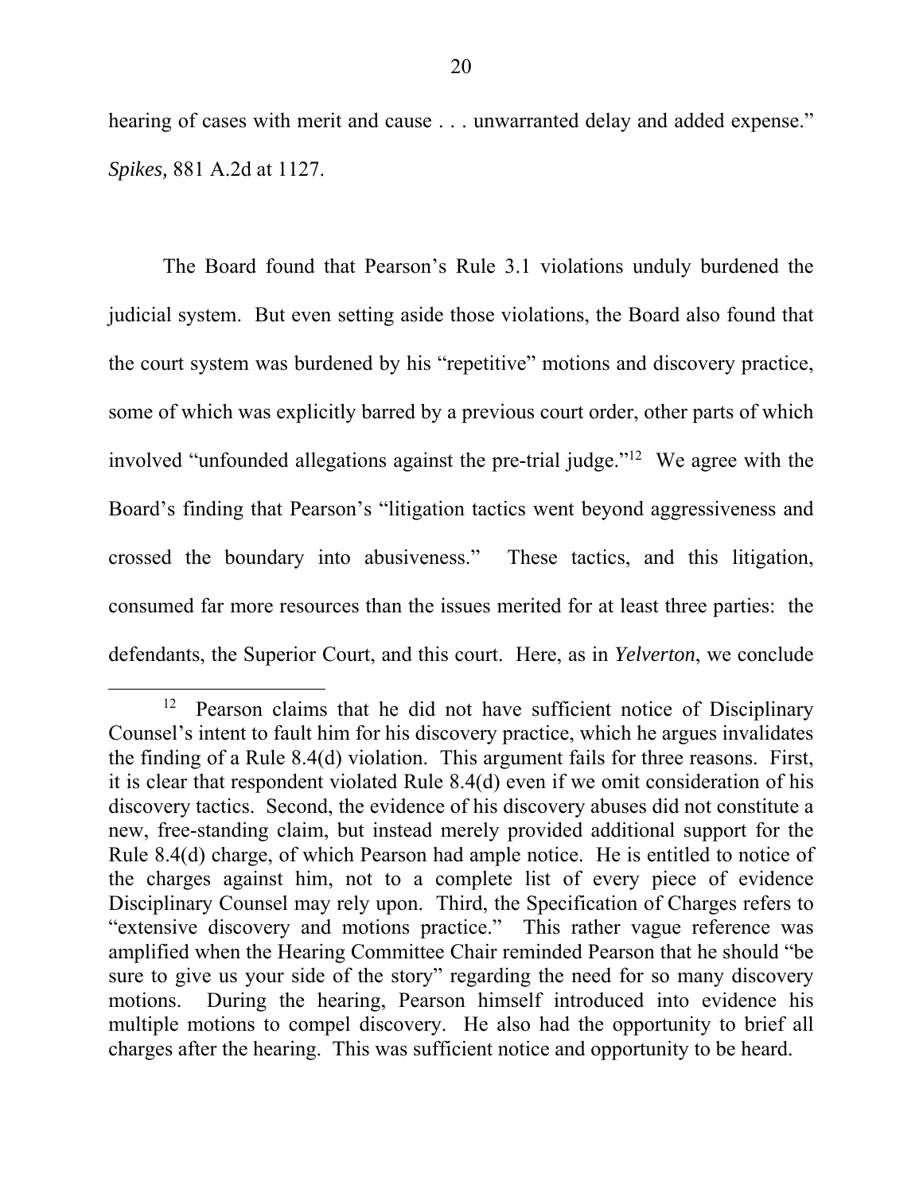hearing of cases with merit and cause . . . unwarranted delay and added expense." *Spikes,* 881 A.2d at 1127.

The Board found that Pearson's Rule 3.1 violations unduly burdened the judicial system. But even setting aside those violations, the Board also found that the court system was burdened by his "repetitive" motions and discovery practice, some of which was explicitly barred by a previous court order, other parts of which involved "unfounded allegations against the pre-trial judge."[12] We agree with the Board's finding that Pearson's "litigation tactics went beyond aggressiveness and crossed the boundary into abusiveness." These tactics, and this litigation, consumed far more resources than the issues merited for at least three parties: the defendants, the Superior Court, and this court. Here, as in *Yelverton*, we conclude

[12] Pearson claims that he did not have sufficient notice of Disciplinary Counsel's intent to fault him for his discovery practice, which he argues invalidates the finding of a Rule 8.4(d) violation. This argument fails for three reasons. First, it is clear that respondent violated Rule 8.4(d) even if we omit consideration of his discovery tactics. Second, the evidence of his discovery abuses did not constitute a new, free-standing claim, but instead merely provided additional support for the Rule 8.4(d) charge, of which Pearson had ample notice. He is entitled to notice of the charges against him, not to a complete list of every piece of evidence Disciplinary Counsel may rely upon. Third, the Specification of Charges refers to "extensive discovery and motions practice." This rather vague reference was amplified when the Hearing Committee Chair reminded Pearson that he should "be sure to give us your side of the story" regarding the need for so many discovery motions. During the hearing, Pearson himself introduced into evidence his multiple motions to compel discovery. He also had the opportunity to brief all charges after the hearing. This was sufficient notice and opportunity to be heard.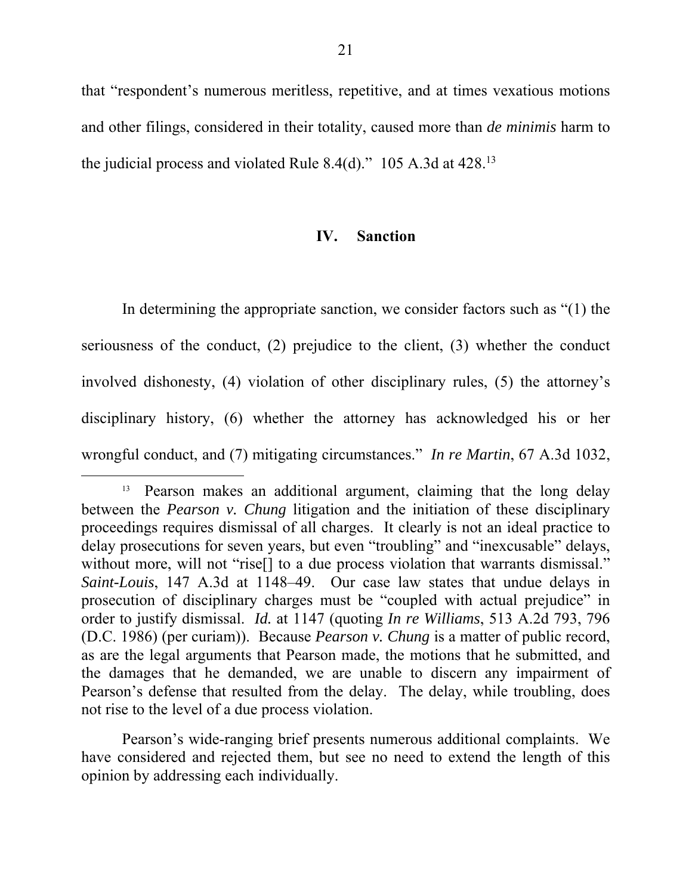that "respondent's numerous meritless, repetitive, and at times vexatious motions and other filings, considered in their totality, caused more than *de minimis* harm to the judicial process and violated Rule 8.4(d)." 105 A.3d at 428.[13]

## IV. Sanction

In determining the appropriate sanction, we consider factors such as "(1) the seriousness of the conduct, (2) prejudice to the client, (3) whether the conduct involved dishonesty, (4) violation of other disciplinary rules, (5) the attorney's disciplinary history, (6) whether the attorney has acknowledged his or her wrongful conduct, and (7) mitigating circumstances." *In re Martin*, 67 A.3d 1032,

---

[13] Pearson makes an additional argument, claiming that the long delay between the *Pearson v. Chung* litigation and the initiation of these disciplinary proceedings requires dismissal of all charges. It clearly is not an ideal practice to delay prosecutions for seven years, but even "troubling" and "inexcusable" delays, without more, will not "rise[] to a due process violation that warrants dismissal." *Saint-Louis*, 147 A.3d at 1148–49. Our case law states that undue delays in prosecution of disciplinary charges must be "coupled with actual prejudice" in order to justify dismissal. *Id.* at 1147 (quoting *In re Williams*, 513 A.2d 793, 796 (D.C. 1986) (per curiam)). Because *Pearson v. Chung* is a matter of public record, as are the legal arguments that Pearson made, the motions that he submitted, and the damages that he demanded, we are unable to discern any impairment of Pearson's defense that resulted from the delay. The delay, while troubling, does not rise to the level of a due process violation.

Pearson's wide-ranging brief presents numerous additional complaints. We have considered and rejected them, but see no need to extend the length of this opinion by addressing each individually.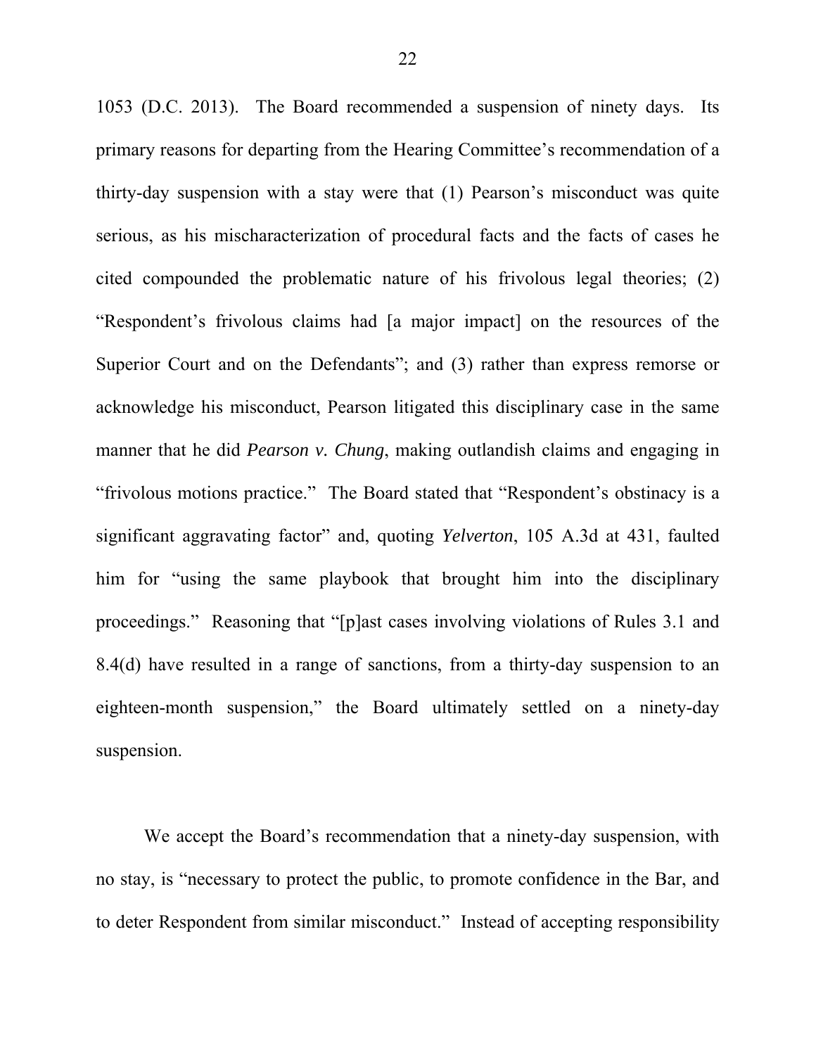1053 (D.C. 2013). The Board recommended a suspension of ninety days. Its primary reasons for departing from the Hearing Committee's recommendation of a thirty-day suspension with a stay were that (1) Pearson's misconduct was quite serious, as his mischaracterization of procedural facts and the facts of cases he cited compounded the problematic nature of his frivolous legal theories; (2) "Respondent's frivolous claims had [a major impact] on the resources of the Superior Court and on the Defendants"; and (3) rather than express remorse or acknowledge his misconduct, Pearson litigated this disciplinary case in the same manner that he did *Pearson v. Chung*, making outlandish claims and engaging in "frivolous motions practice." The Board stated that "Respondent's obstinacy is a significant aggravating factor" and, quoting *Yelverton*, 105 A.3d at 431, faulted him for "using the same playbook that brought him into the disciplinary proceedings." Reasoning that "[p]ast cases involving violations of Rules 3.1 and 8.4(d) have resulted in a range of sanctions, from a thirty-day suspension to an eighteen-month suspension," the Board ultimately settled on a ninety-day suspension.

We accept the Board's recommendation that a ninety-day suspension, with no stay, is "necessary to protect the public, to promote confidence in the Bar, and to deter Respondent from similar misconduct." Instead of accepting responsibility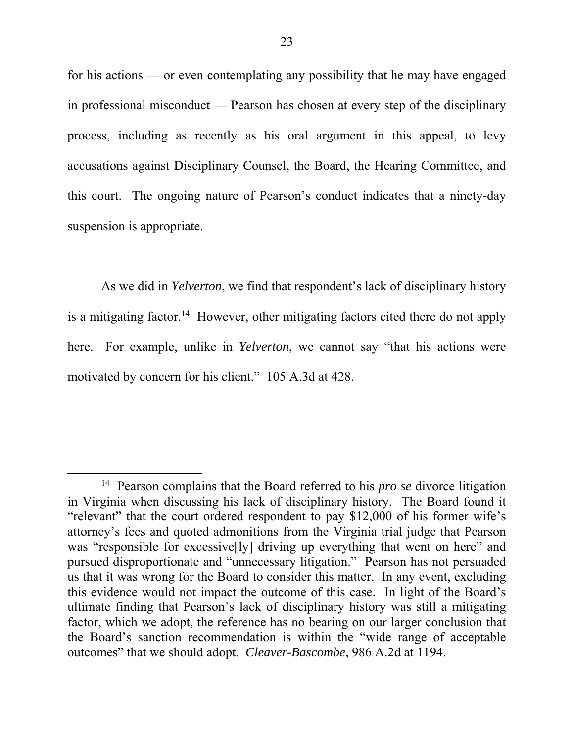for his actions — or even contemplating any possibility that he may have engaged in professional misconduct — Pearson has chosen at every step of the disciplinary process, including as recently as his oral argument in this appeal, to levy accusations against Disciplinary Counsel, the Board, the Hearing Committee, and this court. The ongoing nature of Pearson's conduct indicates that a ninety-day suspension is appropriate.

As we did in *Yelverton*, we find that respondent's lack of disciplinary history is a mitigating factor.[14] However, other mitigating factors cited there do not apply here. For example, unlike in *Yelverton*, we cannot say "that his actions were motivated by concern for his client." 105 A.3d at 428.

---

[14] Pearson complains that the Board referred to his *pro se* divorce litigation in Virginia when discussing his lack of disciplinary history. The Board found it "relevant" that the court ordered respondent to pay $12,000 of his former wife's attorney's fees and quoted admonitions from the Virginia trial judge that Pearson was "responsible for excessive[ly] driving up everything that went on here" and pursued disproportionate and "unnecessary litigation." Pearson has not persuaded us that it was wrong for the Board to consider this matter. In any event, excluding this evidence would not impact the outcome of this case. In light of the Board's ultimate finding that Pearson's lack of disciplinary history was still a mitigating factor, which we adopt, the reference has no bearing on our larger conclusion that the Board's sanction recommendation is within the "wide range of acceptable outcomes" that we should adopt. *Cleaver-Bascombe*, 986 A.2d at 1194.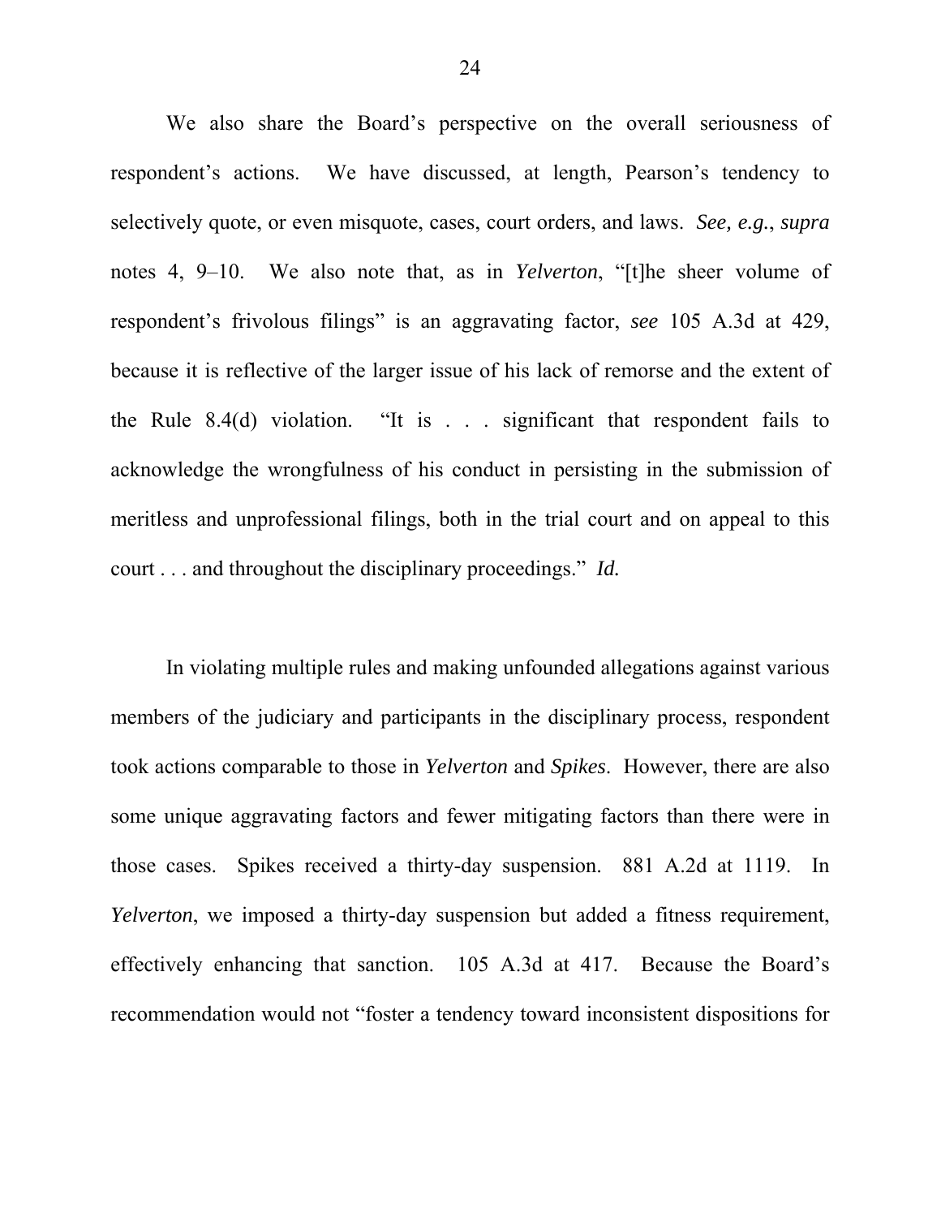We also share the Board's perspective on the overall seriousness of respondent's actions. We have discussed, at length, Pearson's tendency to selectively quote, or even misquote, cases, court orders, and laws. *See, e.g.*, *supra* notes 4, 9–10. We also note that, as in *Yelverton*, "[t]he sheer volume of respondent's frivolous filings" is an aggravating factor, *see* 105 A.3d at 429, because it is reflective of the larger issue of his lack of remorse and the extent of the Rule 8.4(d) violation. "It is . . . significant that respondent fails to acknowledge the wrongfulness of his conduct in persisting in the submission of meritless and unprofessional filings, both in the trial court and on appeal to this court . . . and throughout the disciplinary proceedings." *Id.*

In violating multiple rules and making unfounded allegations against various members of the judiciary and participants in the disciplinary process, respondent took actions comparable to those in *Yelverton* and *Spikes*. However, there are also some unique aggravating factors and fewer mitigating factors than there were in those cases. Spikes received a thirty-day suspension. 881 A.2d at 1119. In *Yelverton*, we imposed a thirty-day suspension but added a fitness requirement, effectively enhancing that sanction. 105 A.3d at 417. Because the Board's recommendation would not "foster a tendency toward inconsistent dispositions for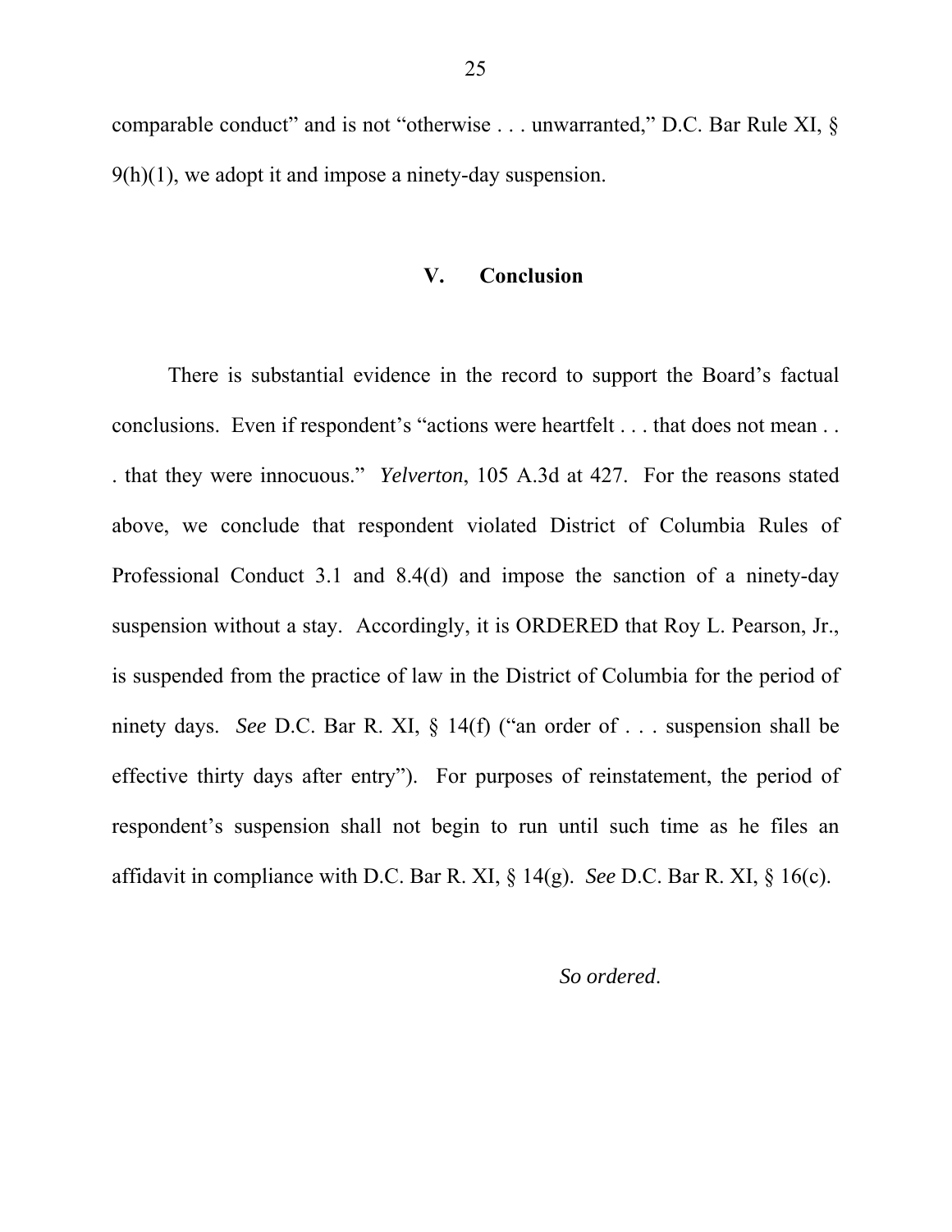comparable conduct" and is not "otherwise . . . unwarranted," D.C. Bar Rule XI, § 9(h)(1), we adopt it and impose a ninety-day suspension.

## V. Conclusion

There is substantial evidence in the record to support the Board's factual conclusions. Even if respondent's "actions were heartfelt . . . that does not mean . . . that they were innocuous." *Yelverton*, 105 A.3d at 427. For the reasons stated above, we conclude that respondent violated District of Columbia Rules of Professional Conduct 3.1 and 8.4(d) and impose the sanction of a ninety-day suspension without a stay. Accordingly, it is ORDERED that Roy L. Pearson, Jr., is suspended from the practice of law in the District of Columbia for the period of ninety days. *See* D.C. Bar R. XI, § 14(f) ("an order of . . . suspension shall be effective thirty days after entry"). For purposes of reinstatement, the period of respondent's suspension shall not begin to run until such time as he files an affidavit in compliance with D.C. Bar R. XI, § 14(g). *See* D.C. Bar R. XI, § 16(c).

*So ordered.*